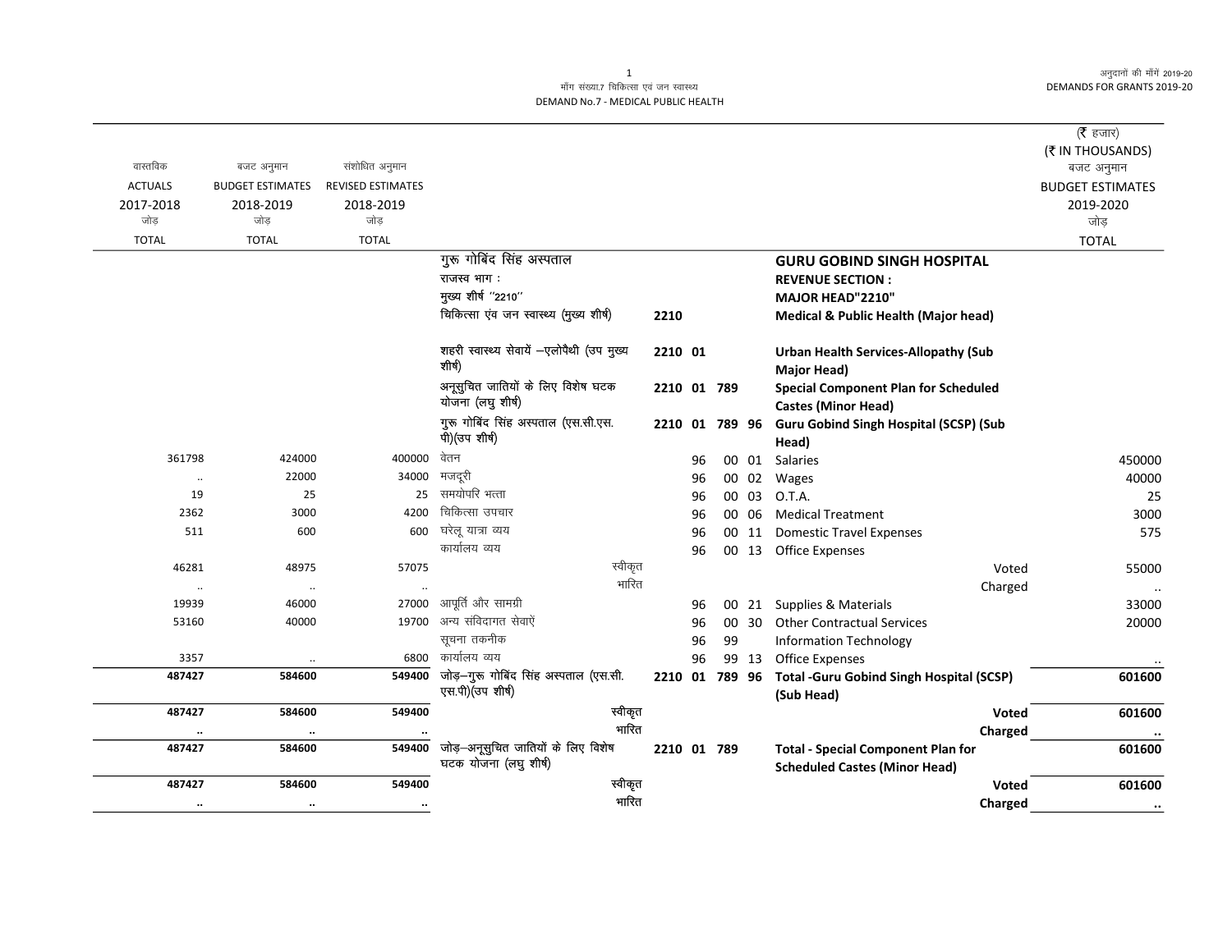मॉंग संख्या.7 चिकित्सा एवं जन स्वास्थ्य
DEMAND No.7 - MEDICAL PUBLIC HEALTH

(₹ हजार)
(₹ IN THOUSANDS)

| वास्तविक ACTUALS 2017-2018 जोड़ TOTAL | बजट अनुमान BUDGET ESTIMATES 2018-2019 जोड़ TOTAL | संशोधित अनुमान REVISED ESTIMATES 2018-2019 जोड़ TOTAL | | | | | | | बजट अनुमान BUDGET ESTIMATES 2019-2020 जोड़ TOTAL |
|---|---|---|---|---|---|---|---|---|---|
| | | | गुरू गोबिंद सिंह अस्पताल | | | | | **GURU GOBIND SINGH HOSPITAL** | |
| | | | राजस्व भाग : | | | | | **REVENUE SECTION :** | |
| | | | मुख्य शीर्ष ''2210'' | | | | | **MAJOR HEAD"2210"** | |
| | | | चिकित्सा एवं जन स्वास्थ्य (मुख्य शीर्ष) | 2210 | | | | **Medical & Public Health (Major head)** | |
| | | | शहरी स्वास्थ्य सेवायें –एलोपैथी (उप मुख्य शीर्ष) | 2210 | 01 | | | **Urban Health Services-Allopathy (Sub Major Head)** | |
| | | | अनूसुचित जातियों के लिए विशेष घटक योजना (लघु शीर्ष) | 2210 | 01 | 789 | | **Special Component Plan for Scheduled Castes (Minor Head)** | |
| | | | गुरू गोबिंद सिंह अस्पताल (एस.सी.एस.पी)(उप शीर्ष) | 2210 | 01 | 789 | 96 | **Guru Gobind Singh Hospital (SCSP) (Sub Head)** | |
| 361798 | 424000 | 400000 | वेतन | | 96 | 00 | 01 | Salaries | 450000 |
| .. | 22000 | 34000 | मजदूरी | | 96 | 00 | 02 | Wages | 40000 |
| 19 | 25 | 25 | समयोपरि भत्ता | | 96 | 00 | 03 | O.T.A. | 25 |
| 2362 | 3000 | 4200 | चिकित्सा उपचार | | 96 | 00 | 06 | Medical Treatment | 3000 |
| 511 | 600 | 600 | घरेलू यात्रा व्यय | | 96 | 00 | 11 | Domestic Travel Expenses | 575 |
| | | | कार्यालय व्यय | | 96 | 00 | 13 | Office Expenses | |
| 46281 | 48975 | 57075 | स्वीकृत | | | | | Voted | 55000 |
| .. | .. | .. | भारित | | | | | Charged | .. |
| 19939 | 46000 | 27000 | आपूर्ति और सामग्री | | 96 | 00 | 21 | Supplies & Materials | 33000 |
| 53160 | 40000 | 19700 | अन्य संविदागत सेवाऐं | | 96 | 00 | 30 | Other Contractual Services | 20000 |
| | | | सूचना तकनीक | | 96 | 99 | | Information Technology | |
| 3357 | .. | 6800 | कार्यालय व्यय | | 96 | 99 | 13 | Office Expenses | .. |
| **487427** | **584600** | **549400** | जोड़–गुरू गोबिंद सिंह अस्पताल (एस.सी.एस.पी)(उप शीर्ष) | 2210 | 01 | 789 | 96 | **Total -Guru Gobind Singh Hospital (SCSP) (Sub Head)** | **601600** |
| **487427** | **584600** | **549400** | स्वीकृत | | | | | **Voted** | **601600** |
| **..** | **..** | **..** | भारित | | | | | **Charged** | **..** |
| **487427** | **584600** | **549400** | जोड़–अनूसुचित जातियों के लिए विशेष घटक योजना (लघु शीर्ष) | 2210 | 01 | 789 | | **Total - Special Component Plan for Scheduled Castes (Minor Head)** | **601600** |
| **487427** | **584600** | **549400** | स्वीकृत | | | | | **Voted** | **601600** |
| **..** | **..** | **..** | भारित | | | | | **Charged** | **..** |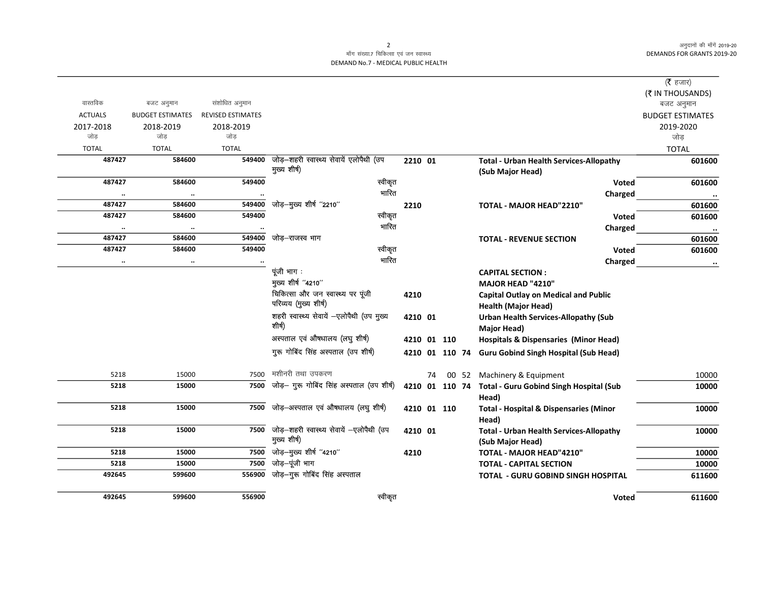माँग संख्या.7 चिकित्सा एवं जन स्वास्थ्य
DEMAND No.7 - MEDICAL PUBLIC HEALTH

(₹ हजार)
(₹ IN THOUSANDS)

| वास्तविक ACTUALS 2017-2018 जोड़ TOTAL | बजट अनुमान BUDGET ESTIMATES 2018-2019 जोड़ TOTAL | संशोधित अनुमान REVISED ESTIMATES 2018-2019 जोड़ TOTAL | | | | | | | बजट अनुमान BUDGET ESTIMATES 2019-2020 जोड़ TOTAL |
|---|---|---|---|---|---|---|---|---|---|
| 487427 | 584600 | 549400 | जोड़–शहरी स्वास्थ्य सेवायें एलोपैथी (उप मुख्य शीर्ष) | 2210 | 01 | | | Total - Urban Health Services-Allopathy (Sub Major Head) | 601600 |
| 487427 | 584600 | 549400 | स्वीकृत | | | | | Voted | 601600 |
| .. | .. | .. | भारित | | | | | Charged | .. |
| 487427 | 584600 | 549400 | जोड़–मुख्य शीर्ष "2210" | 2210 | | | | TOTAL - MAJOR HEAD"2210" | 601600 |
| 487427 | 584600 | 549400 | स्वीकृत | | | | | Voted | 601600 |
| .. | .. | .. | भारित | | | | | Charged | .. |
| 487427 | 584600 | 549400 | जोड़–राजस्व भाग | | | | | TOTAL - REVENUE SECTION | 601600 |
| 487427 | 584600 | 549400 | स्वीकृत | | | | | Voted | 601600 |
| .. | .. | .. | भारित | | | | | Charged | .. |
| | | | पूंजी भाग : | | | | | CAPITAL SECTION : | |
| | | | मुख्य शीर्ष "4210" | | | | | MAJOR HEAD "4210" | |
| | | | चिकित्सा और जन स्वास्थ्य पर पूंजी परिव्यय (मुख्य शीर्ष) | 4210 | | | | Capital Outlay on Medical and Public Health (Major Head) | |
| | | | शहरी स्वास्थ्य सेवायें –एलोपैथी (उप मुख्य शीर्ष) | 4210 | 01 | | | Urban Health Services-Allopathy (Sub Major Head) | |
| | | | अस्पताल एवं औषधालय (लघु शीर्ष) | 4210 | 01 | 110 | | Hospitals & Dispensaries (Minor Head) | |
| | | | गुरू गोबिंद सिंह अस्पताल (उप शीर्ष) | 4210 | 01 | 110 | 74 | Guru Gobind Singh Hospital (Sub Head) | |
| 5218 | 15000 | 7500 | मशीनरी तथा उपकरण | | 74 | 00 | 52 | Machinery & Equipment | 10000 |
| 5218 | 15000 | 7500 | जोड़– गुरू गोबिंद सिंह अस्पताल (उप शीर्ष) | 4210 | 01 | 110 | 74 | Total - Guru Gobind Singh Hospital (Sub Head) | 10000 |
| 5218 | 15000 | 7500 | जोड़–अस्पताल एवं औषधालय (लघु शीर्ष) | 4210 | 01 | 110 | | Total - Hospital & Dispensaries (Minor Head) | 10000 |
| 5218 | 15000 | 7500 | जोड़–शहरी स्वास्थ्य सेवायें –एलोपैथी (उप मुख्य शीर्ष) | 4210 | 01 | | | Total - Urban Health Services-Allopathy (Sub Major Head) | 10000 |
| 5218 | 15000 | 7500 | जोड़–मुख्य शीर्ष "4210" | 4210 | | | | TOTAL - MAJOR HEAD"4210" | 10000 |
| 5218 | 15000 | 7500 | जोड़–पूंजी भाग | | | | | TOTAL - CAPITAL SECTION | 10000 |
| 492645 | 599600 | 556900 | जोड़–गुरू गोबिंद सिंह अस्पताल | | | | | TOTAL - GURU GOBIND SINGH HOSPITAL | 611600 |
| 492645 | 599600 | 556900 | स्वीकृत | | | | | Voted | 611600 |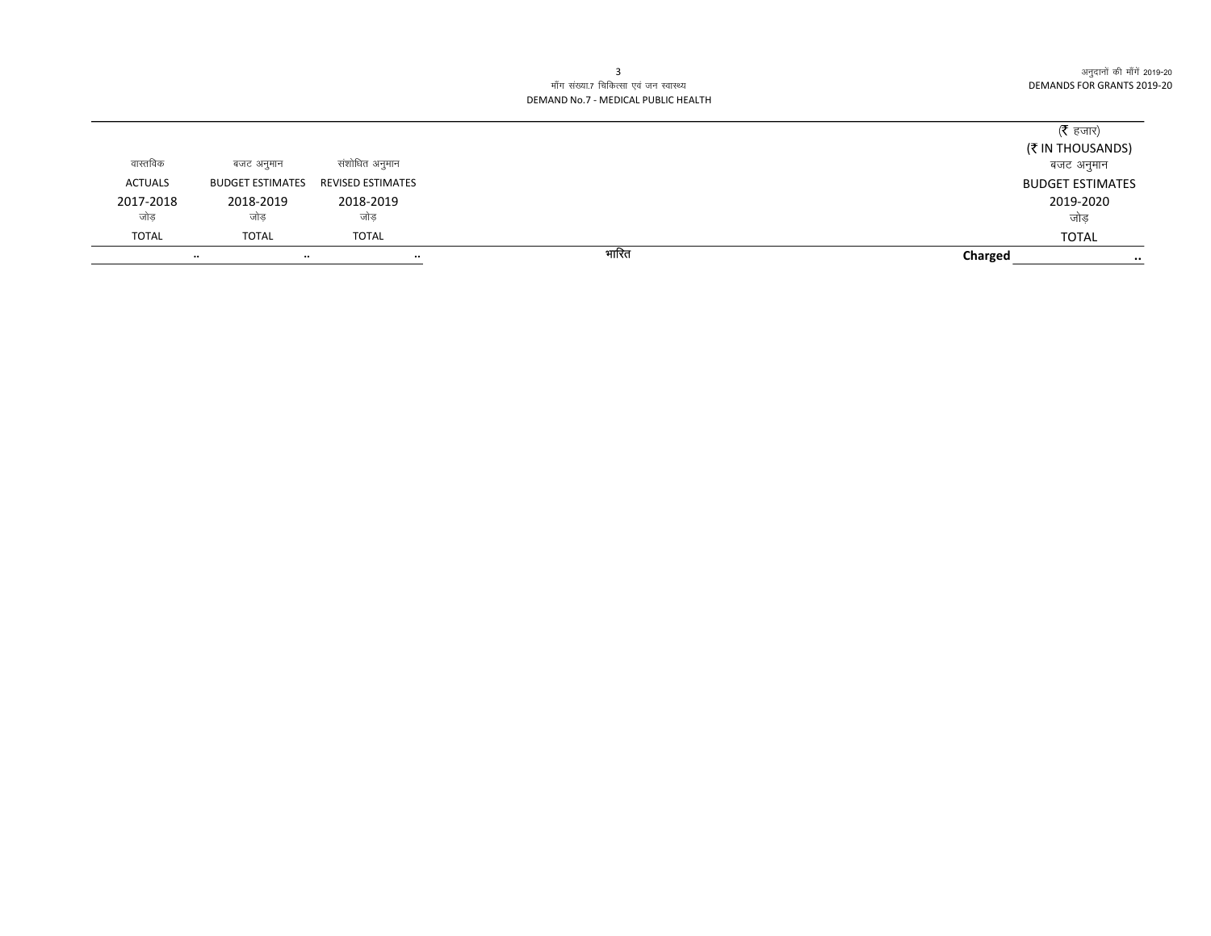| वास्तविक ACTUALS 2017-2018 जोड़ TOTAL | बजट अनुमान BUDGET ESTIMATES 2018-2019 जोड़ TOTAL | संशोधित अनुमान REVISED ESTIMATES 2018-2019 जोड़ TOTAL | | (₹ हजार) (₹ IN THOUSANDS) बजट अनुमान BUDGET ESTIMATES 2019-2020 जोड़ TOTAL |
|---|---|---|---|---|
| .. | .. | .. | भारित **Charged** | .. |